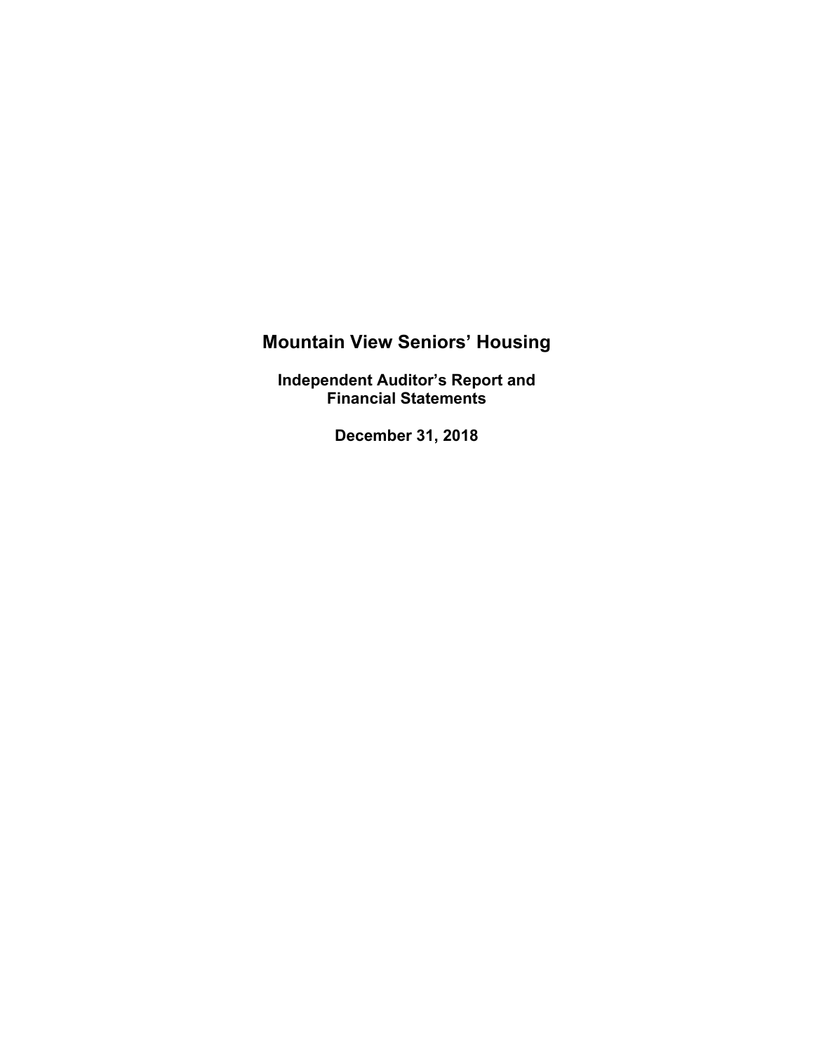# Mountain View Seniors' Housing

## Independent Auditor's Report and Financial Statements

## December 31, 2018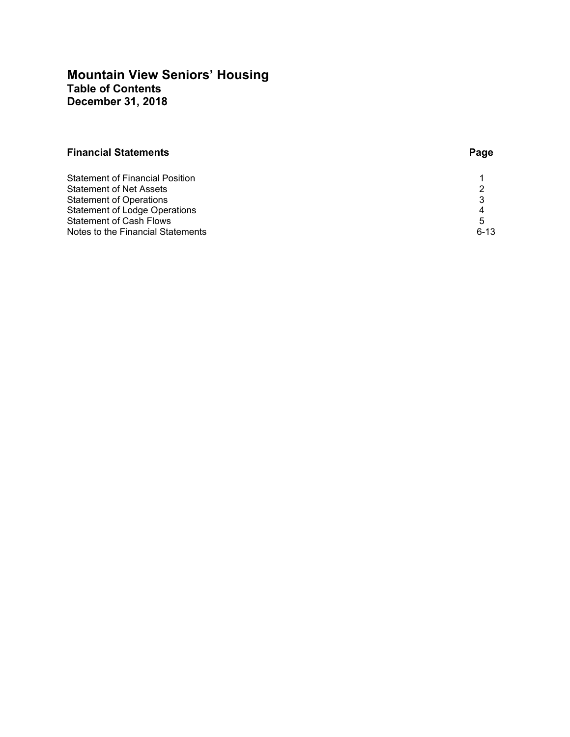# Mountain View Seniors' Housing
## Table of Contents
## December 31, 2018

| **Financial Statements** | **Page** |
|---|---|
| Statement of Financial Position | 1 |
| Statement of Net Assets | 2 |
| Statement of Operations | 3 |
| Statement of Lodge Operations | 4 |
| Statement of Cash Flows | 5 |
| Notes to the Financial Statements | 6-13 |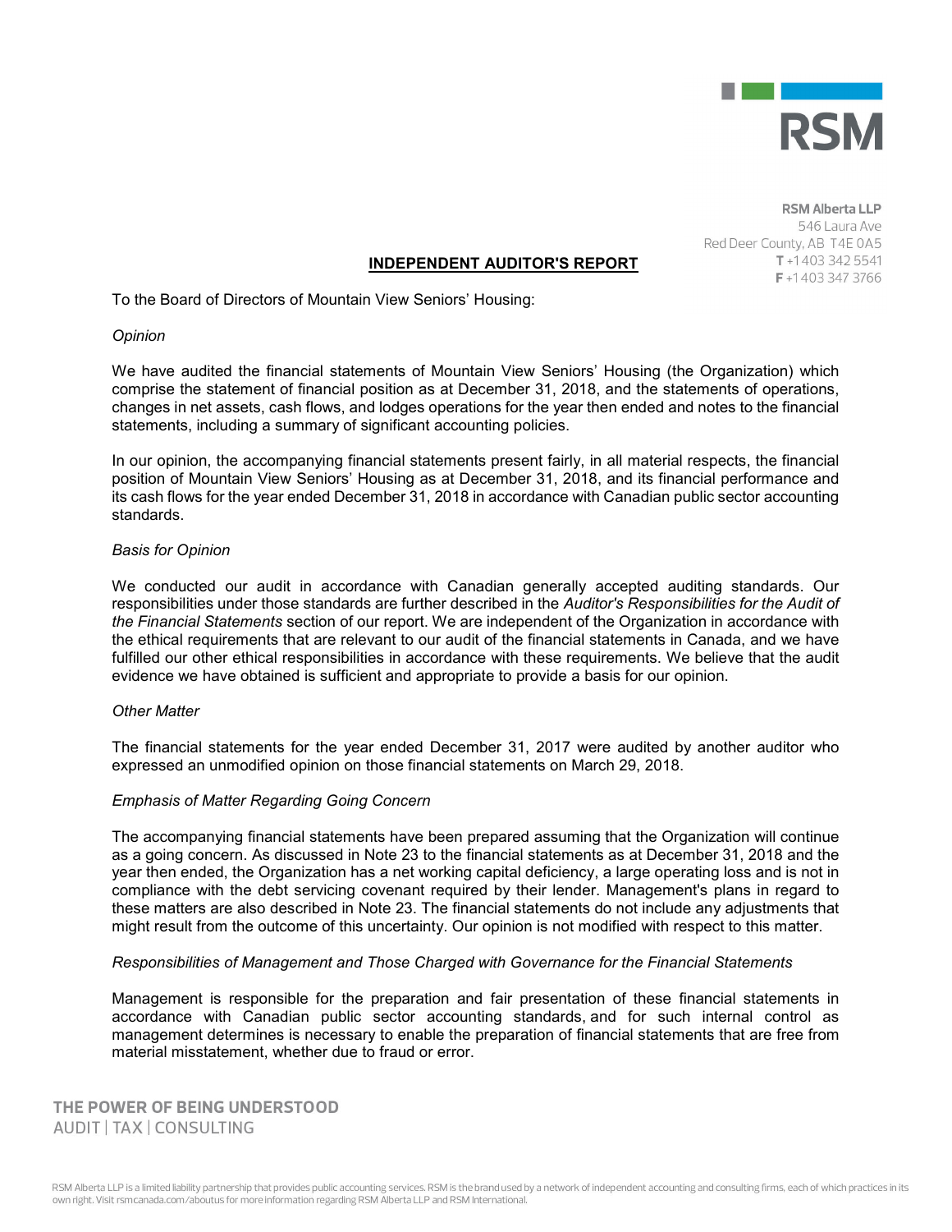RSM Alberta LLP
546 Laura Ave
Red Deer County, AB T4E 0A5
**T** +1 403 342 5541
**F** +1 403 347 3766

## INDEPENDENT AUDITOR'S REPORT

To the Board of Directors of Mountain View Seniors' Housing:

*Opinion*

We have audited the financial statements of Mountain View Seniors' Housing (the Organization) which comprise the statement of financial position as at December 31, 2018, and the statements of operations, changes in net assets, cash flows, and lodges operations for the year then ended and notes to the financial statements, including a summary of significant accounting policies.

In our opinion, the accompanying financial statements present fairly, in all material respects, the financial position of Mountain View Seniors' Housing as at December 31, 2018, and its financial performance and its cash flows for the year ended December 31, 2018 in accordance with Canadian public sector accounting standards.

*Basis for Opinion*

We conducted our audit in accordance with Canadian generally accepted auditing standards. Our responsibilities under those standards are further described in the *Auditor's Responsibilities for the Audit of the Financial Statements* section of our report. We are independent of the Organization in accordance with the ethical requirements that are relevant to our audit of the financial statements in Canada, and we have fulfilled our other ethical responsibilities in accordance with these requirements. We believe that the audit evidence we have obtained is sufficient and appropriate to provide a basis for our opinion.

*Other Matter*

The financial statements for the year ended December 31, 2017 were audited by another auditor who expressed an unmodified opinion on those financial statements on March 29, 2018.

*Emphasis of Matter Regarding Going Concern*

The accompanying financial statements have been prepared assuming that the Organization will continue as a going concern. As discussed in Note 23 to the financial statements as at December 31, 2018 and the year then ended, the Organization has a net working capital deficiency, a large operating loss and is not in compliance with the debt servicing covenant required by their lender. Management's plans in regard to these matters are also described in Note 23. The financial statements do not include any adjustments that might result from the outcome of this uncertainty. Our opinion is not modified with respect to this matter.

*Responsibilities of Management and Those Charged with Governance for the Financial Statements*

Management is responsible for the preparation and fair presentation of these financial statements in accordance with Canadian public sector accounting standards, and for such internal control as management determines is necessary to enable the preparation of financial statements that are free from material misstatement, whether due to fraud or error.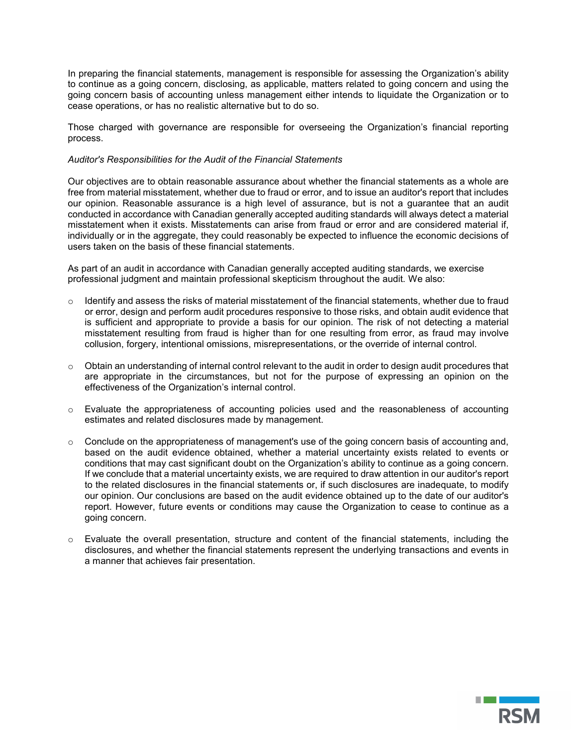In preparing the financial statements, management is responsible for assessing the Organization's ability to continue as a going concern, disclosing, as applicable, matters related to going concern and using the going concern basis of accounting unless management either intends to liquidate the Organization or to cease operations, or has no realistic alternative but to do so.

Those charged with governance are responsible for overseeing the Organization's financial reporting process.

*Auditor's Responsibilities for the Audit of the Financial Statements*

Our objectives are to obtain reasonable assurance about whether the financial statements as a whole are free from material misstatement, whether due to fraud or error, and to issue an auditor's report that includes our opinion. Reasonable assurance is a high level of assurance, but is not a guarantee that an audit conducted in accordance with Canadian generally accepted auditing standards will always detect a material misstatement when it exists. Misstatements can arise from fraud or error and are considered material if, individually or in the aggregate, they could reasonably be expected to influence the economic decisions of users taken on the basis of these financial statements.

As part of an audit in accordance with Canadian generally accepted auditing standards, we exercise professional judgment and maintain professional skepticism throughout the audit. We also:

- Identify and assess the risks of material misstatement of the financial statements, whether due to fraud or error, design and perform audit procedures responsive to those risks, and obtain audit evidence that is sufficient and appropriate to provide a basis for our opinion. The risk of not detecting a material misstatement resulting from fraud is higher than for one resulting from error, as fraud may involve collusion, forgery, intentional omissions, misrepresentations, or the override of internal control.

- Obtain an understanding of internal control relevant to the audit in order to design audit procedures that are appropriate in the circumstances, but not for the purpose of expressing an opinion on the effectiveness of the Organization's internal control.

- Evaluate the appropriateness of accounting policies used and the reasonableness of accounting estimates and related disclosures made by management.

- Conclude on the appropriateness of management's use of the going concern basis of accounting and, based on the audit evidence obtained, whether a material uncertainty exists related to events or conditions that may cast significant doubt on the Organization's ability to continue as a going concern. If we conclude that a material uncertainty exists, we are required to draw attention in our auditor's report to the related disclosures in the financial statements or, if such disclosures are inadequate, to modify our opinion. Our conclusions are based on the audit evidence obtained up to the date of our auditor's report. However, future events or conditions may cause the Organization to cease to continue as a going concern.

- Evaluate the overall presentation, structure and content of the financial statements, including the disclosures, and whether the financial statements represent the underlying transactions and events in a manner that achieves fair presentation.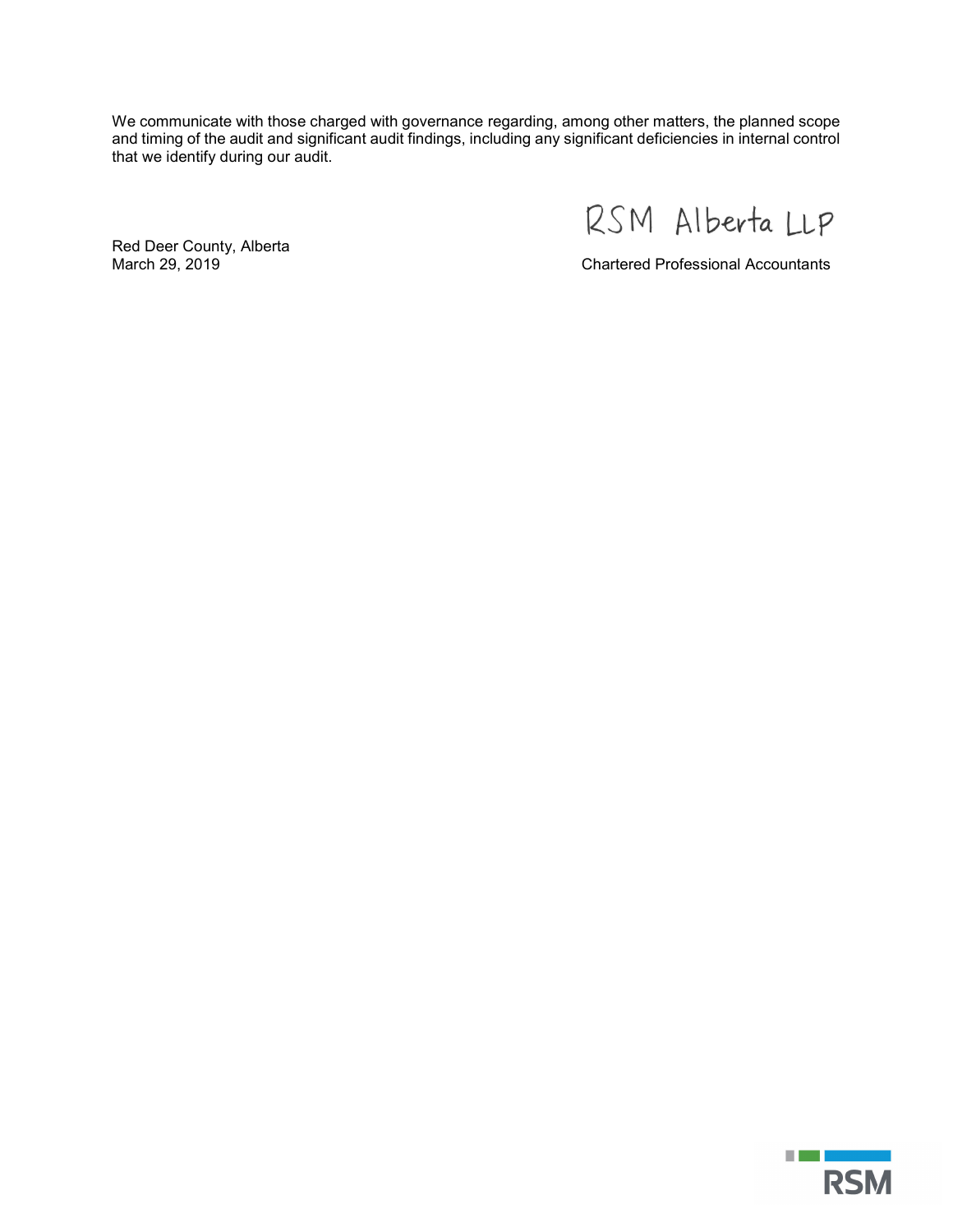We communicate with those charged with governance regarding, among other matters, the planned scope and timing of the audit and significant audit findings, including any significant deficiencies in internal control that we identify during our audit.

RSM Alberta LLP

Red Deer County, Alberta
March 29, 2019

Chartered Professional Accountants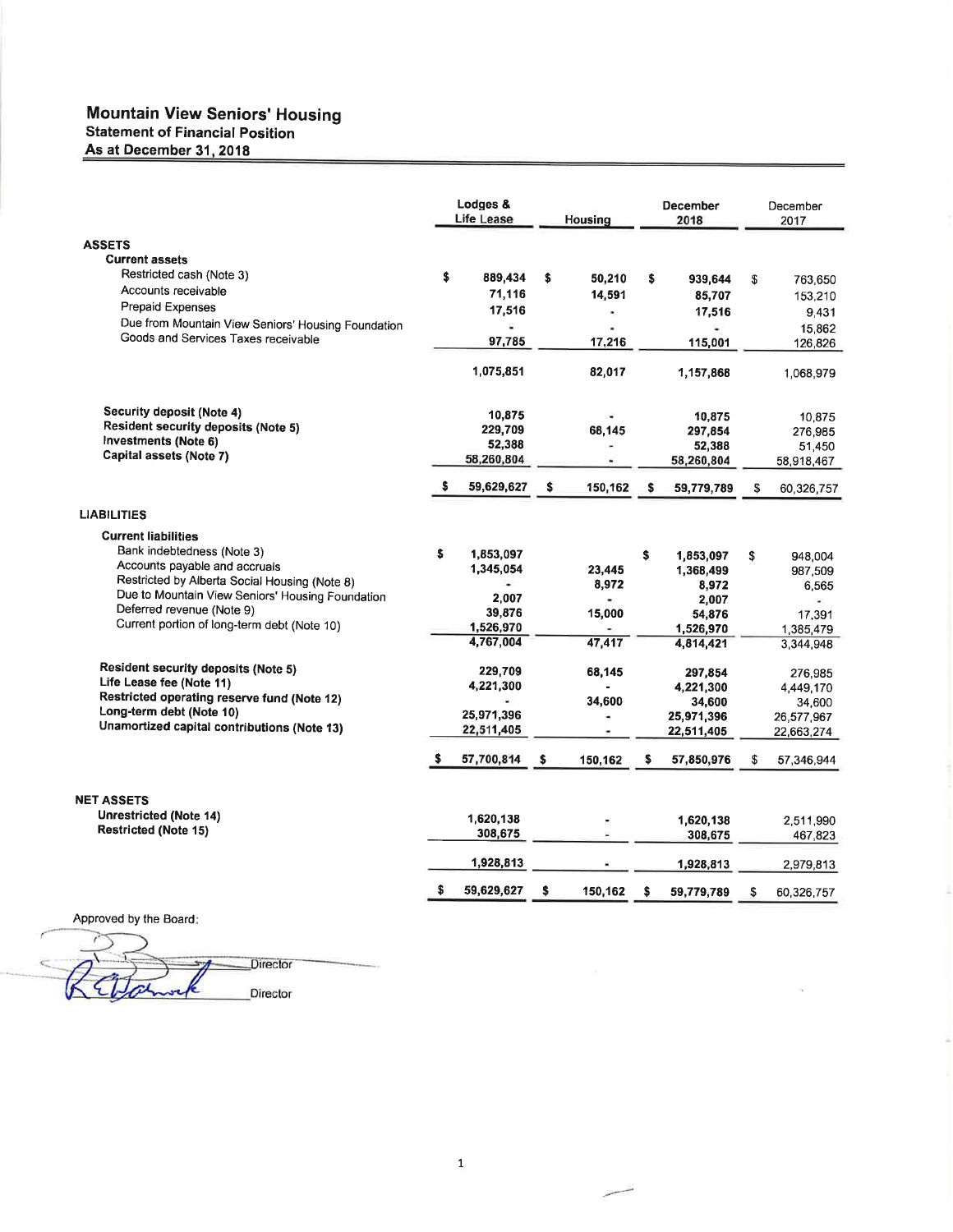# Mountain View Seniors' Housing

## Statement of Financial Position

### As at December 31, 2018

| | Lodges & Life Lease | Housing | December 2018 | December 2017 |
|---|---|---|---|---|
| **ASSETS** | | | | |
| **Current assets** | | | | |
| Restricted cash (Note 3) | $ 889,434 | $ 50,210 | $ 939,644 | $ 763,650 |
| Accounts receivable | 71,116 | 14,591 | 85,707 | 153,210 |
| Prepaid Expenses | 17,516 | - | 17,516 | 9,431 |
| Due from Mountain View Seniors' Housing Foundation | - | - | - | 15,862 |
| Goods and Services Taxes receivable | 97,785 | 17,216 | 115,001 | 126,826 |
| | 1,075,851 | 82,017 | 1,157,868 | 1,068,979 |
| **Security deposit (Note 4)** | 10,875 | - | 10,875 | 10,875 |
| **Resident security deposits (Note 5)** | 229,709 | 68,145 | 297,854 | 276,985 |
| **Investments (Note 6)** | 52,388 | - | 52,388 | 51,450 |
| **Capital assets (Note 7)** | 58,260,804 | - | 58,260,804 | 58,918,467 |
| | $ 59,629,627 | $ 150,162 | $ 59,779,789 | $ 60,326,757 |
| **LIABILITIES** | | | | |
| **Current liabilities** | | | | |
| Bank indebtedness (Note 3) | $ 1,853,097 | | $ 1,853,097 | $ 948,004 |
| Accounts payable and accruals | 1,345,054 | 23,445 | 1,368,499 | 987,509 |
| Restricted by Alberta Social Housing (Note 8) | - | 8,972 | 8,972 | 6,565 |
| Due to Mountain View Seniors' Housing Foundation | 2,007 | - | 2,007 | - |
| Deferred revenue (Note 9) | 39,876 | 15,000 | 54,876 | 17,391 |
| Current portion of long-term debt (Note 10) | 1,526,970 | - | 1,526,970 | 1,385,479 |
| | 4,767,004 | 47,417 | 4,814,421 | 3,344,948 |
| **Resident security deposits (Note 5)** | 229,709 | 68,145 | 297,854 | 276,985 |
| **Life Lease fee (Note 11)** | 4,221,300 | - | 4,221,300 | 4,449,170 |
| **Restricted operating reserve fund (Note 12)** | - | 34,600 | 34,600 | 34,600 |
| **Long-term debt (Note 10)** | 25,971,396 | - | 25,971,396 | 26,577,967 |
| **Unamortized capital contributions (Note 13)** | 22,511,405 | - | 22,511,405 | 22,663,274 |
| | $ 57,700,814 | $ 150,162 | $ 57,850,976 | $ 57,346,944 |
| **NET ASSETS** | | | | |
| **Unrestricted (Note 14)** | 1,620,138 | - | 1,620,138 | 2,511,990 |
| **Restricted (Note 15)** | 308,675 | - | 308,675 | 467,823 |
| | 1,928,813 | - | 1,928,813 | 2,979,813 |
| | $ 59,629,627 | $ 150,162 | $ 59,779,789 | $ 60,326,757 |

Approved by the Board:

_________________ Director

_________________ Director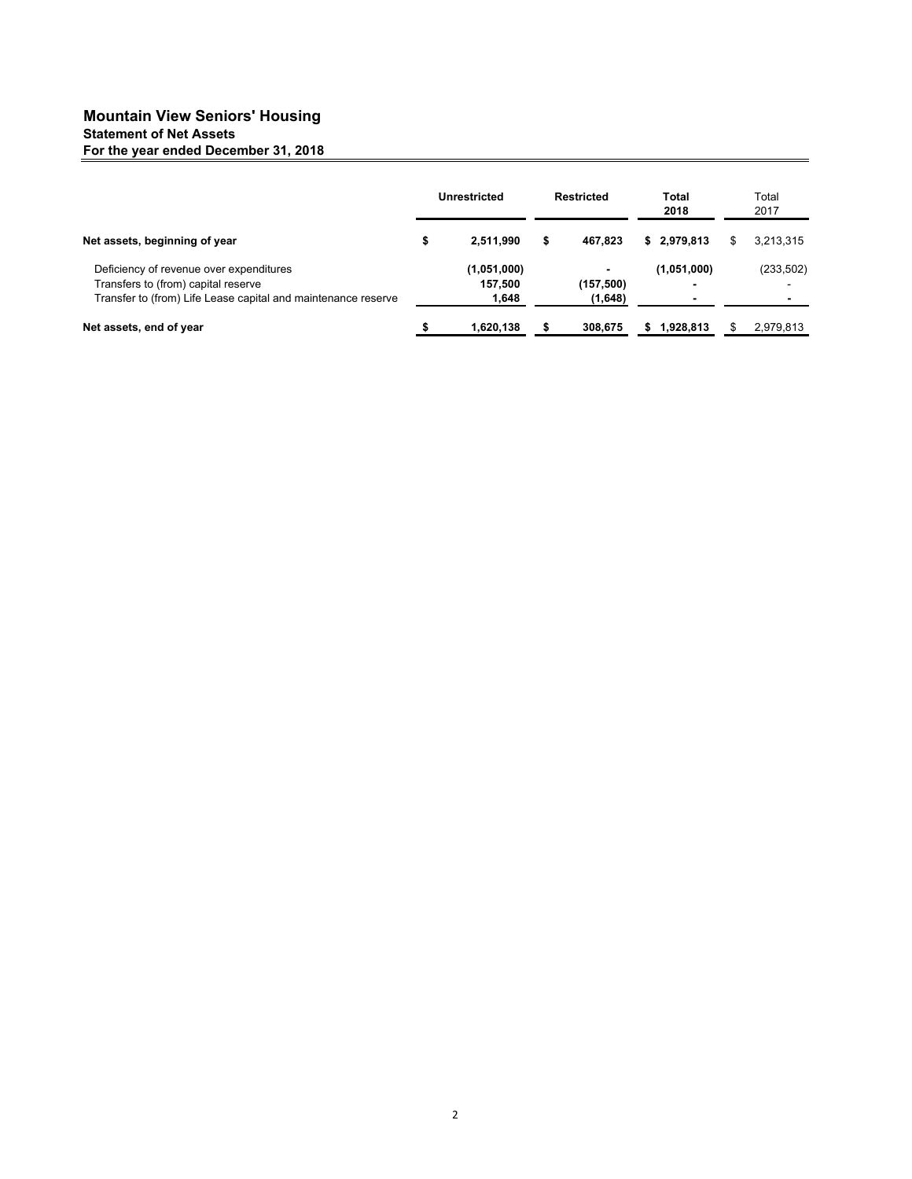# Mountain View Seniors' Housing

**Statement of Net Assets**

**For the year ended December 31, 2018**

| | Unrestricted | Restricted | Total 2018 | Total 2017 |
|---|---|---|---|---|
| **Net assets, beginning of year** | **$ 2,511,990** | **$ 467,823** | **$ 2,979,813** | $ 3,213,315 |
| Deficiency of revenue over expenditures | **(1,051,000)** | **-** | **(1,051,000)** | (233,502) |
| Transfers to (from) capital reserve | **157,500** | **(157,500)** | **-** | - |
| Transfer to (from) Life Lease capital and maintenance reserve | **1,648** | **(1,648)** | **-** | - |
| **Net assets, end of year** | **$ 1,620,138** | **$ 308,675** | **$ 1,928,813** | $ 2,979,813 |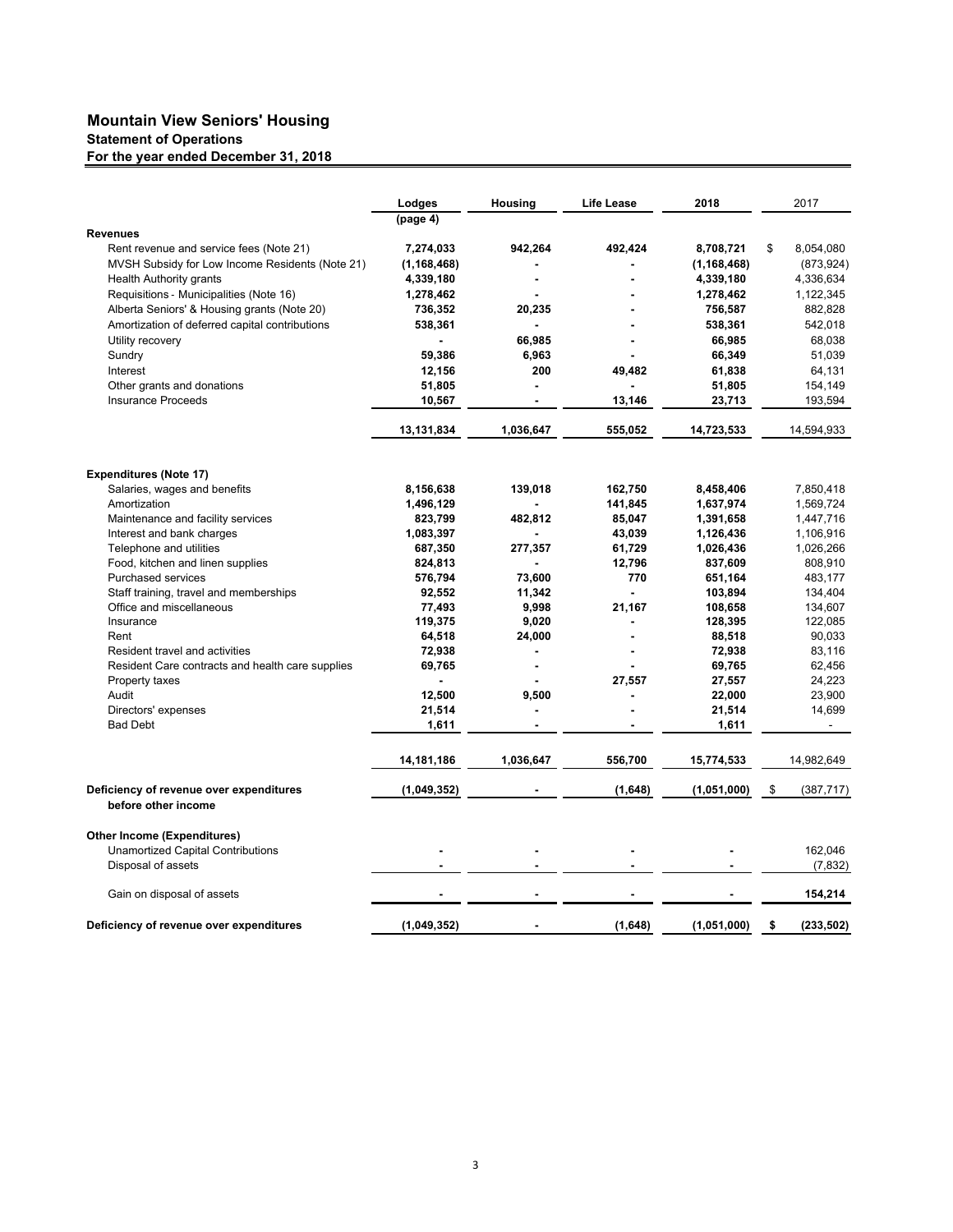# Mountain View Seniors' Housing

## Statement of Operations

### For the year ended December 31, 2018

| | Lodges (page 4) | Housing | Life Lease | 2018 | 2017 |
|---|---|---|---|---|---|
| **Revenues** | | | | | |
| Rent revenue and service fees (Note 21) | **7,274,033** | **942,264** | **492,424** | **8,708,721** | $ 8,054,080 |
| MVSH Subsidy for Low Income Residents (Note 21) | **(1,168,468)** | **-** | **-** | **(1,168,468)** | (873,924) |
| Health Authority grants | **4,339,180** | **-** | **-** | **4,339,180** | 4,336,634 |
| Requisitions - Municipalities (Note 16) | **1,278,462** | **-** | **-** | **1,278,462** | 1,122,345 |
| Alberta Seniors' & Housing grants (Note 20) | **736,352** | **20,235** | **-** | **756,587** | 882,828 |
| Amortization of deferred capital contributions | **538,361** | **-** | **-** | **538,361** | 542,018 |
| Utility recovery | **-** | **66,985** | **-** | **66,985** | 68,038 |
| Sundry | **59,386** | **6,963** | **-** | **66,349** | 51,039 |
| Interest | **12,156** | **200** | **49,482** | **61,838** | 64,131 |
| Other grants and donations | **51,805** | **-** | **-** | **51,805** | 154,149 |
| Insurance Proceeds | **10,567** | **-** | **13,146** | **23,713** | 193,594 |
| | **13,131,834** | **1,036,647** | **555,052** | **14,723,533** | 14,594,933 |
| **Expenditures (Note 17)** | | | | | |
| Salaries, wages and benefits | **8,156,638** | **139,018** | **162,750** | **8,458,406** | 7,850,418 |
| Amortization | **1,496,129** | **-** | **141,845** | **1,637,974** | 1,569,724 |
| Maintenance and facility services | **823,799** | **482,812** | **85,047** | **1,391,658** | 1,447,716 |
| Interest and bank charges | **1,083,397** | **-** | **43,039** | **1,126,436** | 1,106,916 |
| Telephone and utilities | **687,350** | **277,357** | **61,729** | **1,026,436** | 1,026,266 |
| Food, kitchen and linen supplies | **824,813** | **-** | **12,796** | **837,609** | 808,910 |
| Purchased services | **576,794** | **73,600** | **770** | **651,164** | 483,177 |
| Staff training, travel and memberships | **92,552** | **11,342** | **-** | **103,894** | 134,404 |
| Office and miscellaneous | **77,493** | **9,998** | **21,167** | **108,658** | 134,607 |
| Insurance | **119,375** | **9,020** | **-** | **128,395** | 122,085 |
| Rent | **64,518** | **24,000** | **-** | **88,518** | 90,033 |
| Resident travel and activities | **72,938** | **-** | **-** | **72,938** | 83,116 |
| Resident Care contracts and health care supplies | **69,765** | **-** | **-** | **69,765** | 62,456 |
| Property taxes | **-** | **-** | **27,557** | **27,557** | 24,223 |
| Audit | **12,500** | **9,500** | **-** | **22,000** | 23,900 |
| Directors' expenses | **21,514** | **-** | **-** | **21,514** | 14,699 |
| Bad Debt | **1,611** | **-** | **-** | **1,611** | - |
| | **14,181,186** | **1,036,647** | **556,700** | **15,774,533** | 14,982,649 |
| **Deficiency of revenue over expenditures before other income** | **(1,049,352)** | **-** | **(1,648)** | **(1,051,000)** | $ (387,717) |
| **Other Income (Expenditures)** | | | | | |
| Unamortized Capital Contributions | **-** | **-** | **-** | **-** | 162,046 |
| Disposal of assets | **-** | **-** | **-** | **-** | (7,832) |
| Gain on disposal of assets | **-** | **-** | **-** | **-** | **154,214** |
| **Deficiency of revenue over expenditures** | **(1,049,352)** | **-** | **(1,648)** | **(1,051,000)** | **$ (233,502)** |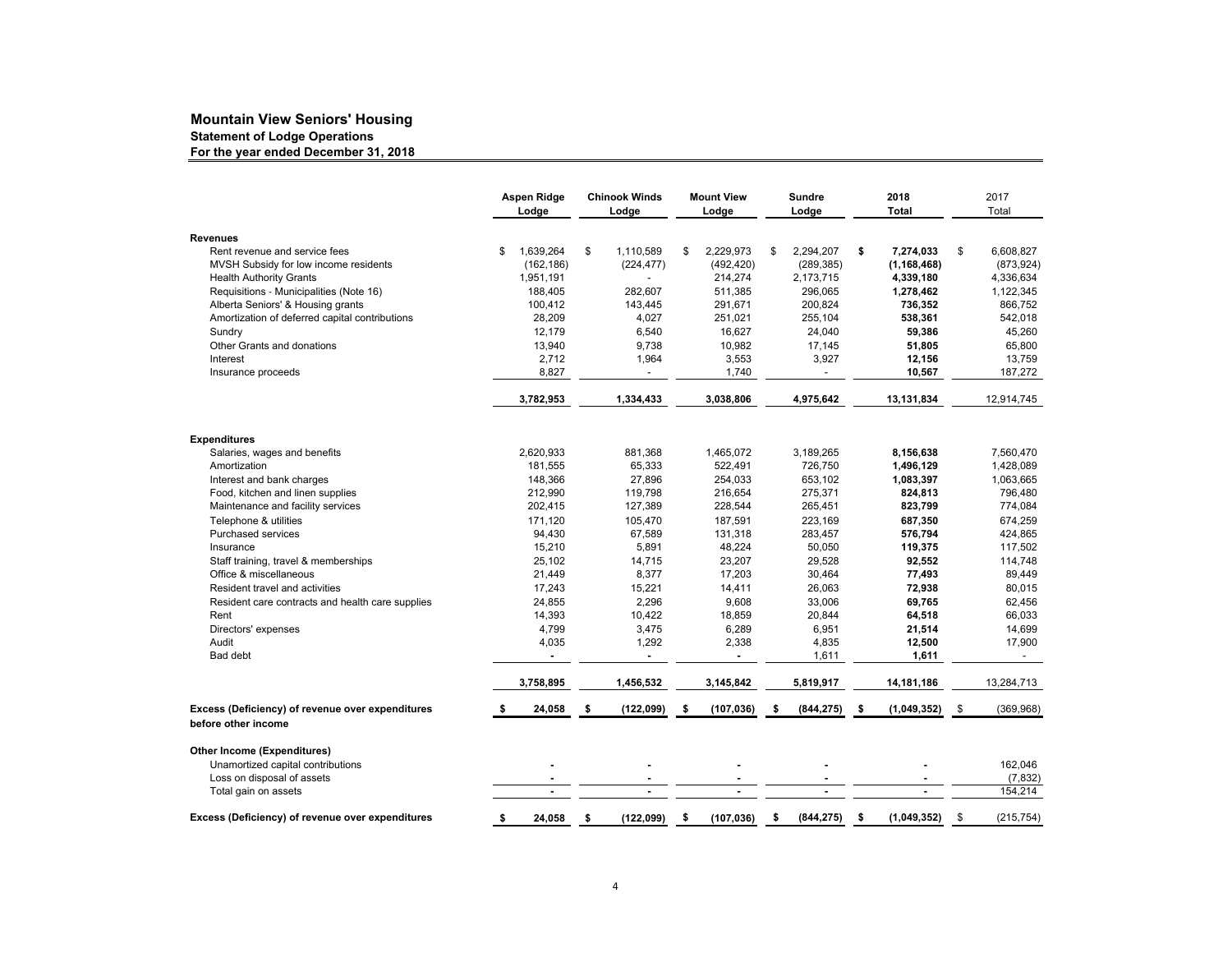# Mountain View Seniors' Housing

**Statement of Lodge Operations**

**For the year ended December 31, 2018**

| | Aspen Ridge Lodge | Chinook Winds Lodge | Mount View Lodge | Sundre Lodge | 2018 Total | 2017 Total |
|---|---|---|---|---|---|---|
| **Revenues** | | | | | | |
| Rent revenue and service fees | $ 1,639,264 | $ 1,110,589 | $ 2,229,973 | $ 2,294,207 | **$ 7,274,033** | $ 6,608,827 |
| MVSH Subsidy for low income residents | (162,186) | (224,477) | (492,420) | (289,385) | **(1,168,468)** | (873,924) |
| Health Authority Grants | 1,951,191 | - | 214,274 | 2,173,715 | **4,339,180** | 4,336,634 |
| Requisitions - Municipalities (Note 16) | 188,405 | 282,607 | 511,385 | 296,065 | **1,278,462** | 1,122,345 |
| Alberta Seniors' & Housing grants | 100,412 | 143,445 | 291,671 | 200,824 | **736,352** | 866,752 |
| Amortization of deferred capital contributions | 28,209 | 4,027 | 251,021 | 255,104 | **538,361** | 542,018 |
| Sundry | 12,179 | 6,540 | 16,627 | 24,040 | **59,386** | 45,260 |
| Other Grants and donations | 13,940 | 9,738 | 10,982 | 17,145 | **51,805** | 65,800 |
| Interest | 2,712 | 1,964 | 3,553 | 3,927 | **12,156** | 13,759 |
| Insurance proceeds | 8,827 | - | 1,740 | - | **10,567** | 187,272 |
| | **3,782,953** | **1,334,433** | **3,038,806** | **4,975,642** | **13,131,834** | 12,914,745 |
| **Expenditures** | | | | | | |
| Salaries, wages and benefits | 2,620,933 | 881,368 | 1,465,072 | 3,189,265 | **8,156,638** | 7,560,470 |
| Amortization | 181,555 | 65,333 | 522,491 | 726,750 | **1,496,129** | 1,428,089 |
| Interest and bank charges | 148,366 | 27,896 | 254,033 | 653,102 | **1,083,397** | 1,063,665 |
| Food, kitchen and linen supplies | 212,990 | 119,798 | 216,654 | 275,371 | **824,813** | 796,480 |
| Maintenance and facility services | 202,415 | 127,389 | 228,544 | 265,451 | **823,799** | 774,084 |
| Telephone & utilities | 171,120 | 105,470 | 187,591 | 223,169 | **687,350** | 674,259 |
| Purchased services | 94,430 | 67,589 | 131,318 | 283,457 | **576,794** | 424,865 |
| Insurance | 15,210 | 5,891 | 48,224 | 50,050 | **119,375** | 117,502 |
| Staff training, travel & memberships | 25,102 | 14,715 | 23,207 | 29,528 | **92,552** | 114,748 |
| Office & miscellaneous | 21,449 | 8,377 | 17,203 | 30,464 | **77,493** | 89,449 |
| Resident travel and activities | 17,243 | 15,221 | 14,411 | 26,063 | **72,938** | 80,015 |
| Resident care contracts and health care supplies | 24,855 | 2,296 | 9,608 | 33,006 | **69,765** | 62,456 |
| Rent | 14,393 | 10,422 | 18,859 | 20,844 | **64,518** | 66,033 |
| Directors' expenses | 4,799 | 3,475 | 6,289 | 6,951 | **21,514** | 14,699 |
| Audit | 4,035 | 1,292 | 2,338 | 4,835 | **12,500** | 17,900 |
| Bad debt | - | - | - | 1,611 | **1,611** | - |
| | **3,758,895** | **1,456,532** | **3,145,842** | **5,819,917** | **14,181,186** | 13,284,713 |
| **Excess (Deficiency) of revenue over expenditures before other income** | **$ 24,058** | **$ (122,099)** | **$ (107,036)** | **$ (844,275)** | **$ (1,049,352)** | $ (369,968) |
| **Other Income (Expenditures)** | | | | | | |
| Unamortized capital contributions | - | - | - | - | - | 162,046 |
| Loss on disposal of assets | - | - | - | - | - | (7,832) |
| Total gain on assets | - | - | - | - | - | 154,214 |
| **Excess (Deficiency) of revenue over expenditures** | **$ 24,058** | **$ (122,099)** | **$ (107,036)** | **$ (844,275)** | **$ (1,049,352)** | $ (215,754) |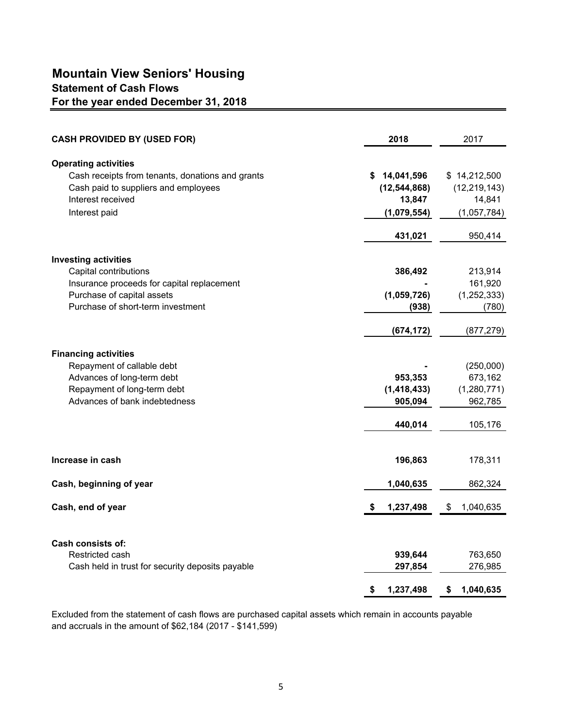# Mountain View Seniors' Housing

## Statement of Cash Flows

## For the year ended December 31, 2018

| CASH PROVIDED BY (USED FOR) | 2018 | 2017 |
|---|---|---|
| **Operating activities** | | |
| Cash receipts from tenants, donations and grants | **$ 14,041,596** | $ 14,212,500 |
| Cash paid to suppliers and employees | **(12,544,868)** | (12,219,143) |
| Interest received | **13,847** | 14,841 |
| Interest paid | **(1,079,554)** | (1,057,784) |
| | **431,021** | 950,414 |
| **Investing activities** | | |
| Capital contributions | **386,492** | 213,914 |
| Insurance proceeds for capital replacement | **-** | 161,920 |
| Purchase of capital assets | **(1,059,726)** | (1,252,333) |
| Purchase of short-term investment | **(938)** | (780) |
| | **(674,172)** | (877,279) |
| **Financing activities** | | |
| Repayment of callable debt | **-** | (250,000) |
| Advances of long-term debt | **953,353** | 673,162 |
| Repayment of long-term debt | **(1,418,433)** | (1,280,771) |
| Advances of bank indebtedness | **905,094** | 962,785 |
| | **440,014** | 105,176 |
| **Increase in cash** | **196,863** | 178,311 |
| **Cash, beginning of year** | **1,040,635** | 862,324 |
| **Cash, end of year** | **$ 1,237,498** | $ 1,040,635 |
| **Cash consists of:** | | |
| Restricted cash | **939,644** | 763,650 |
| Cash held in trust for security deposits payable | **297,854** | 276,985 |
| | **$ 1,237,498** | **$ 1,040,635** |

Excluded from the statement of cash flows are purchased capital assets which remain in accounts payable and accruals in the amount of $62,184 (2017 - $141,599)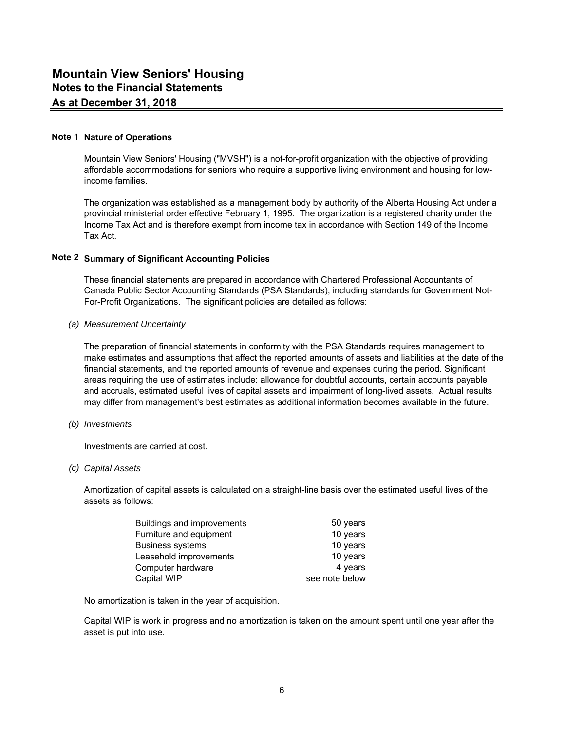# Mountain View Seniors' Housing
## Notes to the Financial Statements
### As at December 31, 2018

**Note 1 Nature of Operations**

Mountain View Seniors' Housing ("MVSH") is a not-for-profit organization with the objective of providing affordable accommodations for seniors who require a supportive living environment and housing for low-income families.

The organization was established as a management body by authority of the Alberta Housing Act under a provincial ministerial order effective February 1, 1995. The organization is a registered charity under the Income Tax Act and is therefore exempt from income tax in accordance with Section 149 of the Income Tax Act.

**Note 2 Summary of Significant Accounting Policies**

These financial statements are prepared in accordance with Chartered Professional Accountants of Canada Public Sector Accounting Standards (PSA Standards), including standards for Government Not-For-Profit Organizations. The significant policies are detailed as follows:

*(a) Measurement Uncertainty*

The preparation of financial statements in conformity with the PSA Standards requires management to make estimates and assumptions that affect the reported amounts of assets and liabilities at the date of the financial statements, and the reported amounts of revenue and expenses during the period. Significant areas requiring the use of estimates include: allowance for doubtful accounts, certain accounts payable and accruals, estimated useful lives of capital assets and impairment of long-lived assets. Actual results may differ from management's best estimates as additional information becomes available in the future.

*(b) Investments*

Investments are carried at cost.

*(c) Capital Assets*

Amortization of capital assets is calculated on a straight-line basis over the estimated useful lives of the assets as follows:

| | |
|---|---|
| Buildings and improvements | 50 years |
| Furniture and equipment | 10 years |
| Business systems | 10 years |
| Leasehold improvements | 10 years |
| Computer hardware | 4 years |
| Capital WIP | see note below |

No amortization is taken in the year of acquisition.

Capital WIP is work in progress and no amortization is taken on the amount spent until one year after the asset is put into use.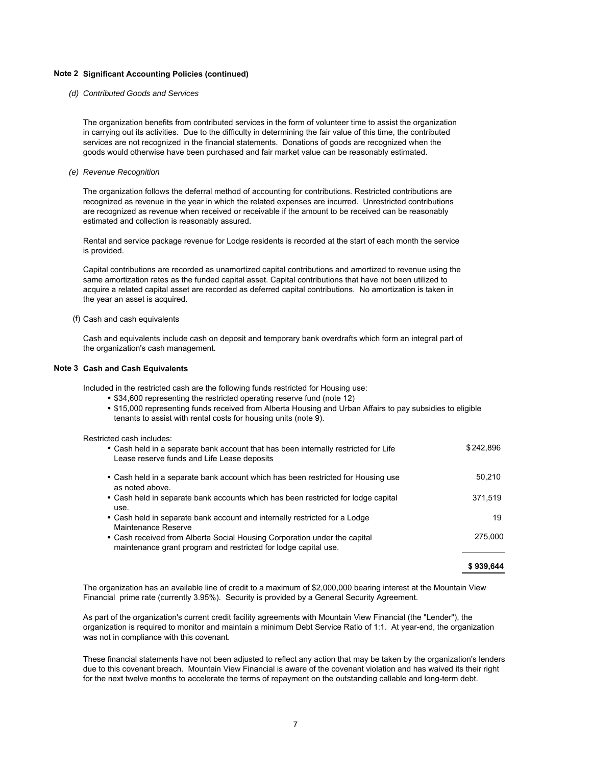## Note 2 Significant Accounting Policies (continued)

*(d) Contributed Goods and Services*

The organization benefits from contributed services in the form of volunteer time to assist the organization in carrying out its activities. Due to the difficulty in determining the fair value of this time, the contributed services are not recognized in the financial statements. Donations of goods are recognized when the goods would otherwise have been purchased and fair market value can be reasonably estimated.

*(e) Revenue Recognition*

The organization follows the deferral method of accounting for contributions. Restricted contributions are recognized as revenue in the year in which the related expenses are incurred. Unrestricted contributions are recognized as revenue when received or receivable if the amount to be received can be reasonably estimated and collection is reasonably assured.

Rental and service package revenue for Lodge residents is recorded at the start of each month the service is provided.

Capital contributions are recorded as unamortized capital contributions and amortized to revenue using the same amortization rates as the funded capital asset. Capital contributions that have not been utilized to acquire a related capital asset are recorded as deferred capital contributions. No amortization is taken in the year an asset is acquired.

(f) Cash and cash equivalents

Cash and equivalents include cash on deposit and temporary bank overdrafts which form an integral part of the organization's cash management.

## Note 3 Cash and Cash Equivalents

Included in the restricted cash are the following funds restricted for Housing use:

- $34,600 representing the restricted operating reserve fund (note 12)
- $15,000 representing funds received from Alberta Housing and Urban Affairs to pay subsidies to eligible tenants to assist with rental costs for housing units (note 9).

Restricted cash includes:

| | |
|---|---|
| • Cash held in a separate bank account that has been internally restricted for Life Lease reserve funds and Life Lease deposits | $ 242,896 |
| • Cash held in a separate bank account which has been restricted for Housing use as noted above. | 50,210 |
| • Cash held in separate bank accounts which has been restricted for lodge capital use. | 371,519 |
| • Cash held in separate bank account and internally restricted for a Lodge Maintenance Reserve | 19 |
| • Cash received from Alberta Social Housing Corporation under the capital maintenance grant program and restricted for lodge capital use. | 275,000 |
| | **$ 939,644** |

The organization has an available line of credit to a maximum of $2,000,000 bearing interest at the Mountain View Financial prime rate (currently 3.95%). Security is provided by a General Security Agreement.

As part of the organization's current credit facility agreements with Mountain View Financial (the "Lender"), the organization is required to monitor and maintain a minimum Debt Service Ratio of 1:1. At year-end, the organization was not in compliance with this covenant.

These financial statements have not been adjusted to reflect any action that may be taken by the organization's lenders due to this covenant breach. Mountain View Financial is aware of the covenant violation and has waived its their right for the next twelve months to accelerate the terms of repayment on the outstanding callable and long-term debt.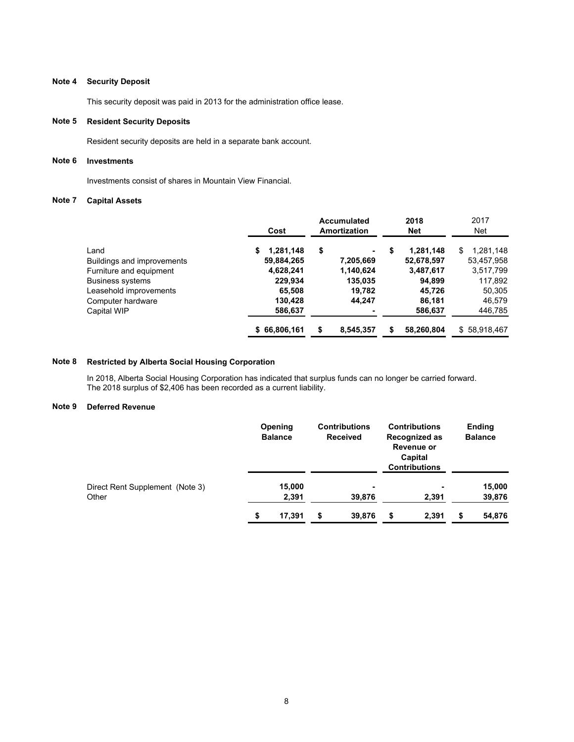## Note 4 Security Deposit

This security deposit was paid in 2013 for the administration office lease.

## Note 5 Resident Security Deposits

Resident security deposits are held in a separate bank account.

## Note 6 Investments

Investments consist of shares in Mountain View Financial.

## Note 7 Capital Assets

| | Cost | Accumulated Amortization | 2018 Net | 2017 Net |
|---|---|---|---|---|
| Land | **$ 1,281,148** | **$ -** | **$ 1,281,148** | $ 1,281,148 |
| Buildings and improvements | **59,884,265** | **7,205,669** | **52,678,597** | 53,457,958 |
| Furniture and equipment | **4,628,241** | **1,140,624** | **3,487,617** | 3,517,799 |
| Business systems | **229,934** | **135,035** | **94,899** | 117,892 |
| Leasehold improvements | **65,508** | **19,782** | **45,726** | 50,305 |
| Computer hardware | **130,428** | **44,247** | **86,181** | 46,579 |
| Capital WIP | **586,637** | **-** | **586,637** | 446,785 |
| | **$ 66,806,161** | **$ 8,545,357** | **$ 58,260,804** | $ 58,918,467 |

## Note 8 Restricted by Alberta Social Housing Corporation

In 2018, Alberta Social Housing Corporation has indicated that surplus funds can no longer be carried forward. The 2018 surplus of $2,406 has been recorded as a current liability.

## Note 9 Deferred Revenue

| | Opening Balance | Contributions Received | Contributions Recognized as Revenue or Capital Contributions | Ending Balance |
|---|---|---|---|---|
| Direct Rent Supplement (Note 3) | **15,000** | **-** | **-** | **15,000** |
| Other | **2,391** | **39,876** | **2,391** | **39,876** |
| | **$ 17,391** | **$ 39,876** | **$ 2,391** | **$ 54,876** |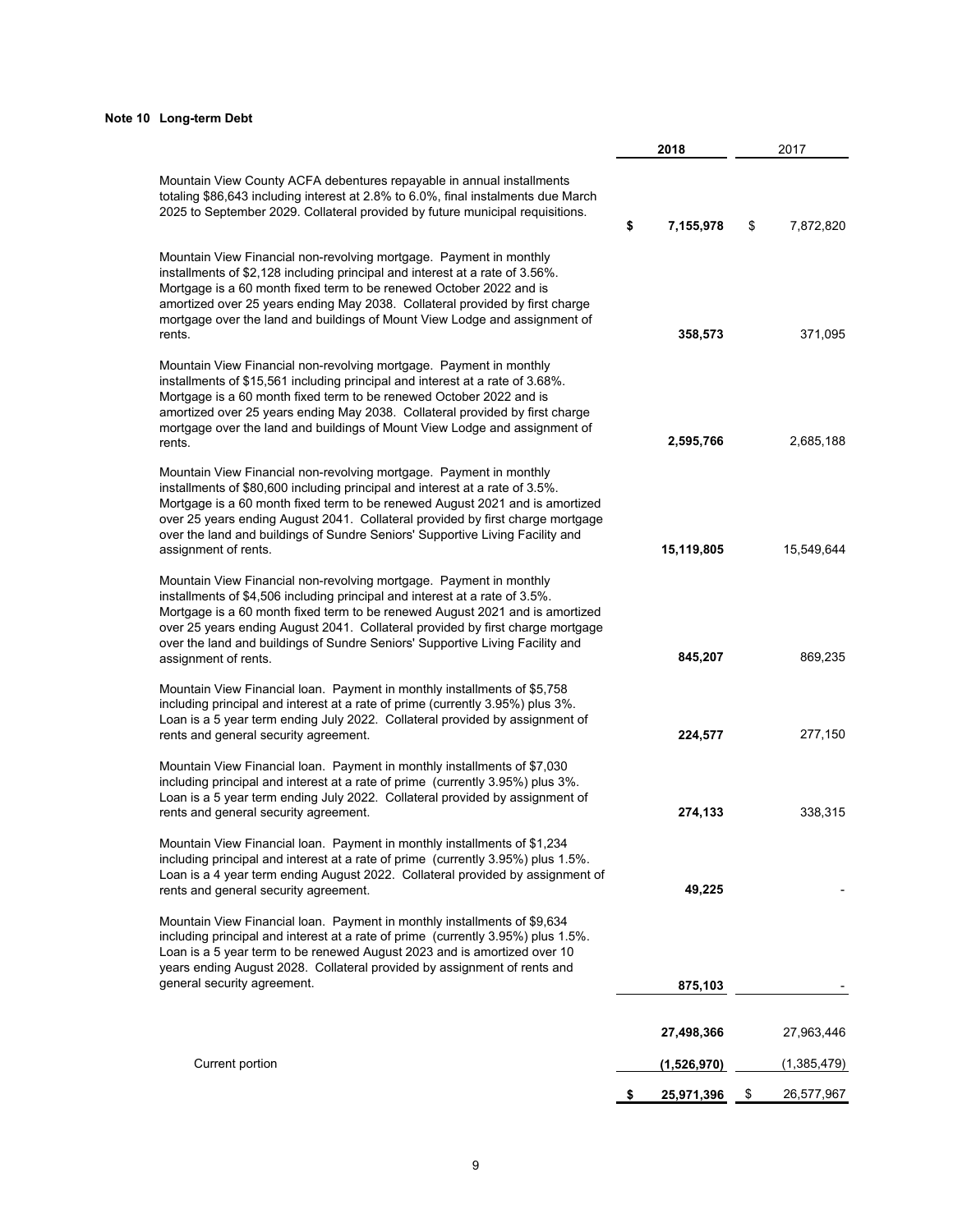## Note 10 Long-term Debt

| | 2018 | 2017 |
|---|---|---|
| Mountain View County ACFA debentures repayable in annual installments totaling $86,643 including interest at 2.8% to 6.0%, final instalments due March 2025 to September 2029. Collateral provided by future municipal requisitions. | **$ 7,155,978** | $ 7,872,820 |
| Mountain View Financial non-revolving mortgage. Payment in monthly installments of $2,128 including principal and interest at a rate of 3.56%. Mortgage is a 60 month fixed term to be renewed October 2022 and is amortized over 25 years ending May 2038. Collateral provided by first charge mortgage over the land and buildings of Mount View Lodge and assignment of rents. | **358,573** | 371,095 |
| Mountain View Financial non-revolving mortgage. Payment in monthly installments of $15,561 including principal and interest at a rate of 3.68%. Mortgage is a 60 month fixed term to be renewed October 2022 and is amortized over 25 years ending May 2038. Collateral provided by first charge mortgage over the land and buildings of Mount View Lodge and assignment of rents. | **2,595,766** | 2,685,188 |
| Mountain View Financial non-revolving mortgage. Payment in monthly installments of $80,600 including principal and interest at a rate of 3.5%. Mortgage is a 60 month fixed term to be renewed August 2021 and is amortized over 25 years ending August 2041. Collateral provided by first charge mortgage over the land and buildings of Sundre Seniors' Supportive Living Facility and assignment of rents. | **15,119,805** | 15,549,644 |
| Mountain View Financial non-revolving mortgage. Payment in monthly installments of $4,506 including principal and interest at a rate of 3.5%. Mortgage is a 60 month fixed term to be renewed August 2021 and is amortized over 25 years ending August 2041. Collateral provided by first charge mortgage over the land and buildings of Sundre Seniors' Supportive Living Facility and assignment of rents. | **845,207** | 869,235 |
| Mountain View Financial loan. Payment in monthly installments of $5,758 including principal and interest at a rate of prime (currently 3.95%) plus 3%. Loan is a 5 year term ending July 2022. Collateral provided by assignment of rents and general security agreement. | **224,577** | 277,150 |
| Mountain View Financial loan. Payment in monthly installments of $7,030 including principal and interest at a rate of prime (currently 3.95%) plus 3%. Loan is a 5 year term ending July 2022. Collateral provided by assignment of rents and general security agreement. | **274,133** | 338,315 |
| Mountain View Financial loan. Payment in monthly installments of $1,234 including principal and interest at a rate of prime (currently 3.95%) plus 1.5%. Loan is a 4 year term ending August 2022. Collateral provided by assignment of rents and general security agreement. | **49,225** | - |
| Mountain View Financial loan. Payment in monthly installments of $9,634 including principal and interest at a rate of prime (currently 3.95%) plus 1.5%. Loan is a 5 year term to be renewed August 2023 and is amortized over 10 years ending August 2028. Collateral provided by assignment of rents and general security agreement. | **875,103** | - |
| | **27,498,366** | 27,963,446 |
| Current portion | **(1,526,970)** | (1,385,479) |
| | **$ 25,971,396** | $ 26,577,967 |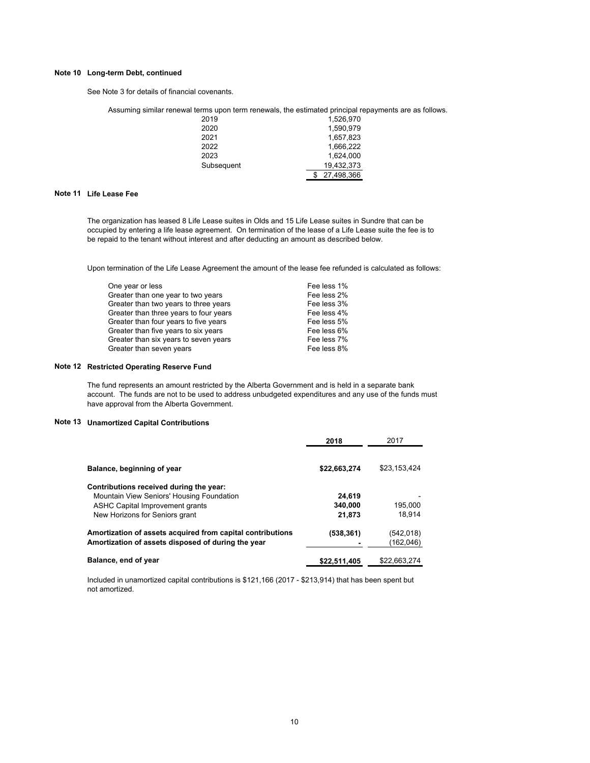**Note 10 Long-term Debt, continued**

See Note 3 for details of financial covenants.

Assuming similar renewal terms upon term renewals, the estimated principal repayments are as follows.

| | |
|---|---|
| 2019 | 1,526,970 |
| 2020 | 1,590,979 |
| 2021 | 1,657,823 |
| 2022 | 1,666,222 |
| 2023 | 1,624,000 |
| Subsequent | 19,432,373 |
| | $ 27,498,366 |

**Note 11 Life Lease Fee**

The organization has leased 8 Life Lease suites in Olds and 15 Life Lease suites in Sundre that can be occupied by entering a life lease agreement. On termination of the lease of a Life Lease suite the fee is to be repaid to the tenant without interest and after deducting an amount as described below.

Upon termination of the Life Lease Agreement the amount of the lease fee refunded is calculated as follows:

| | |
|---|---|
| One year or less | Fee less 1% |
| Greater than one year to two years | Fee less 2% |
| Greater than two years to three years | Fee less 3% |
| Greater than three years to four years | Fee less 4% |
| Greater than four years to five years | Fee less 5% |
| Greater than five years to six years | Fee less 6% |
| Greater than six years to seven years | Fee less 7% |
| Greater than seven years | Fee less 8% |

**Note 12 Restricted Operating Reserve Fund**

The fund represents an amount restricted by the Alberta Government and is held in a separate bank account. The funds are not to be used to address unbudgeted expenditures and any use of the funds must have approval from the Alberta Government.

**Note 13 Unamortized Capital Contributions**

| | **2018** | 2017 |
|---|---|---|
| **Balance, beginning of year** | **$22,663,274** | $23,153,424 |
| **Contributions received during the year:** | | |
| Mountain View Seniors' Housing Foundation | **24,619** | - |
| ASHC Capital Improvement grants | **340,000** | 195,000 |
| New Horizons for Seniors grant | **21,873** | 18,914 |
| **Amortization of assets acquired from capital contributions** | **(538,361)** | (542,018) |
| **Amortization of assets disposed of during the year** | **-** | (162,046) |
| **Balance, end of year** | **$22,511,405** | $22,663,274 |

Included in unamortized capital contributions is $121,166 (2017 - $213,914) that has been spent but not amortized.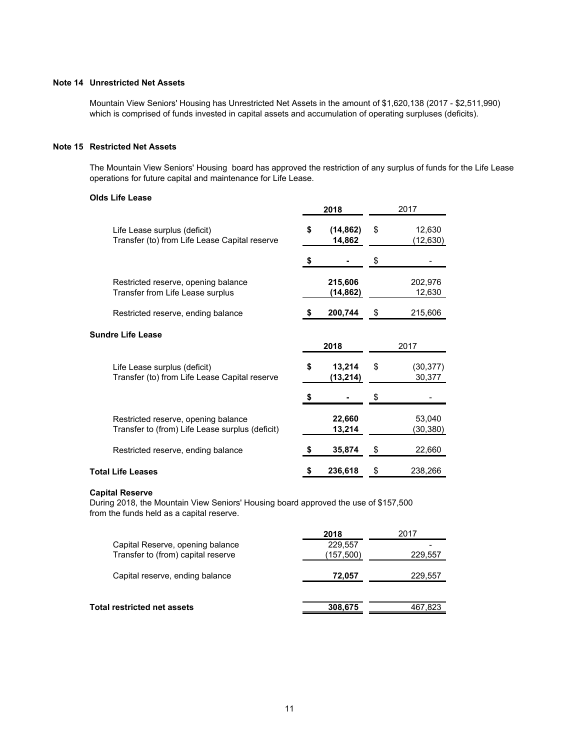## Note 14 Unrestricted Net Assets

Mountain View Seniors' Housing has Unrestricted Net Assets in the amount of $1,620,138 (2017 - $2,511,990) which is comprised of funds invested in capital assets and accumulation of operating surpluses (deficits).

## Note 15 Restricted Net Assets

The Mountain View Seniors' Housing board has approved the restriction of any surplus of funds for the Life Lease operations for future capital and maintenance for Life Lease.

**Olds Life Lease**

| | **2018** | 2017 |
|---|---|---|
| Life Lease surplus (deficit) | **$ (14,862)** | $ 12,630 |
| Transfer (to) from Life Lease Capital reserve | **14,862** | (12,630) |
| | **$ -** | $ - |
| Restricted reserve, opening balance | **215,606** | 202,976 |
| Transfer from Life Lease surplus | **(14,862)** | 12,630 |
| Restricted reserve, ending balance | **$ 200,744** | $ 215,606 |

**Sundre Life Lease**

| | **2018** | 2017 |
|---|---|---|
| Life Lease surplus (deficit) | **$ 13,214** | $ (30,377) |
| Transfer (to) from Life Lease Capital reserve | **(13,214)** | 30,377 |
| | **$ -** | $ - |
| Restricted reserve, opening balance | **22,660** | 53,040 |
| Transfer to (from) Life Lease surplus (deficit) | **13,214** | (30,380) |
| Restricted reserve, ending balance | **$ 35,874** | $ 22,660 |
| **Total Life Leases** | **$ 236,618** | $ 238,266 |

**Capital Reserve**
During 2018, the Mountain View Seniors' Housing board approved the use of $157,500 from the funds held as a capital reserve.

| | **2018** | 2017 |
|---|---|---|
| Capital Reserve, opening balance | 229,557 | - |
| Transfer to (from) capital reserve | (157,500) | 229,557 |
| Capital reserve, ending balance | **72,057** | 229,557 |
| **Total restricted net assets** | **308,675** | 467,823 |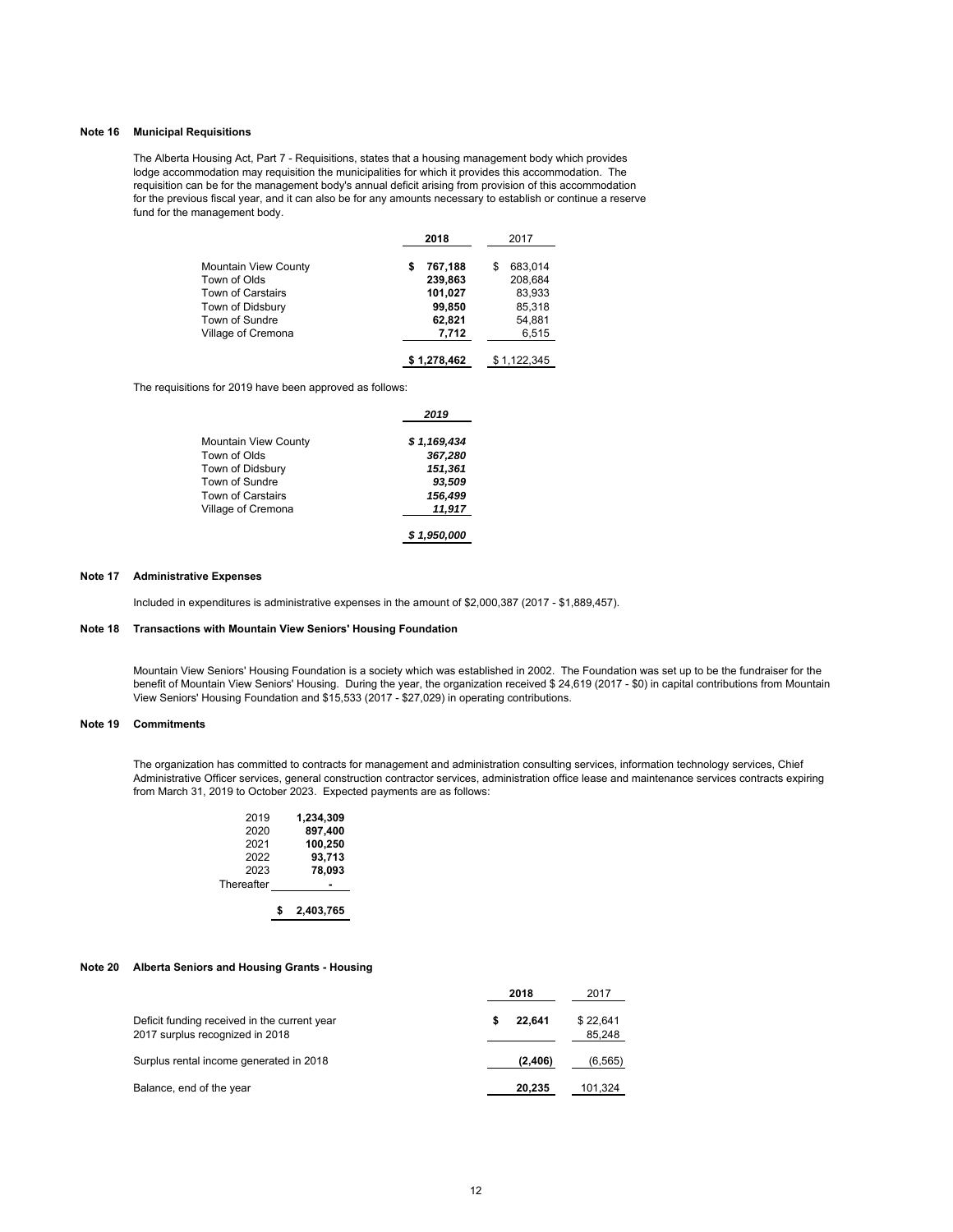## Note 16 Municipal Requisitions

The Alberta Housing Act, Part 7 - Requisitions, states that a housing management body which provides lodge accommodation may requisition the municipalities for which it provides this accommodation. The requisition can be for the management body's annual deficit arising from provision of this accommodation for the previous fiscal year, and it can also be for any amounts necessary to establish or continue a reserve fund for the management body.

| | **2018** | 2017 |
|---|---|---|
| Mountain View County | **$ 767,188** | $ 683,014 |
| Town of Olds | **239,863** | 208,684 |
| Town of Carstairs | **101,027** | 83,933 |
| Town of Didsbury | **99,850** | 85,318 |
| Town of Sundre | **62,821** | 54,881 |
| Village of Cremona | **7,712** | 6,515 |
| | **$ 1,278,462** | $ 1,122,345 |

The requisitions for 2019 have been approved as follows:

| | ***2019*** |
|---|---|
| Mountain View County | ***$ 1,169,434*** |
| Town of Olds | ***367,280*** |
| Town of Didsbury | ***151,361*** |
| Town of Sundre | ***93,509*** |
| Town of Carstairs | ***156,499*** |
| Village of Cremona | ***11,917*** |
| | ***$ 1,950,000*** |

## Note 17 Administrative Expenses

Included in expenditures is administrative expenses in the amount of $2,000,387 (2017 - $1,889,457).

## Note 18 Transactions with Mountain View Seniors' Housing Foundation

Mountain View Seniors' Housing Foundation is a society which was established in 2002. The Foundation was set up to be the fundraiser for the benefit of Mountain View Seniors' Housing. During the year, the organization received $ 24,619 (2017 - $0) in capital contributions from Mountain View Seniors' Housing Foundation and $15,533 (2017 - $27,029) in operating contributions.

## Note 19 Commitments

The organization has committed to contracts for management and administration consulting services, information technology services, Chief Administrative Officer services, general construction contractor services, administration office lease and maintenance services contracts expiring from March 31, 2019 to October 2023. Expected payments are as follows:

| | |
|---|---|
| 2019 | **1,234,309** |
| 2020 | **897,400** |
| 2021 | **100,250** |
| 2022 | **93,713** |
| 2023 | **78,093** |
| Thereafter | **-** |
| | **$ 2,403,765** |

## Note 20 Alberta Seniors and Housing Grants - Housing

| | **2018** | 2017 |
|---|---|---|
| Deficit funding received in the current year | **$ 22,641** | $ 22,641 |
| 2017 surplus recognized in 2018 | | 85,248 |
| Surplus rental income generated in 2018 | **(2,406)** | (6,565) |
| Balance, end of the year | **20,235** | 101,324 |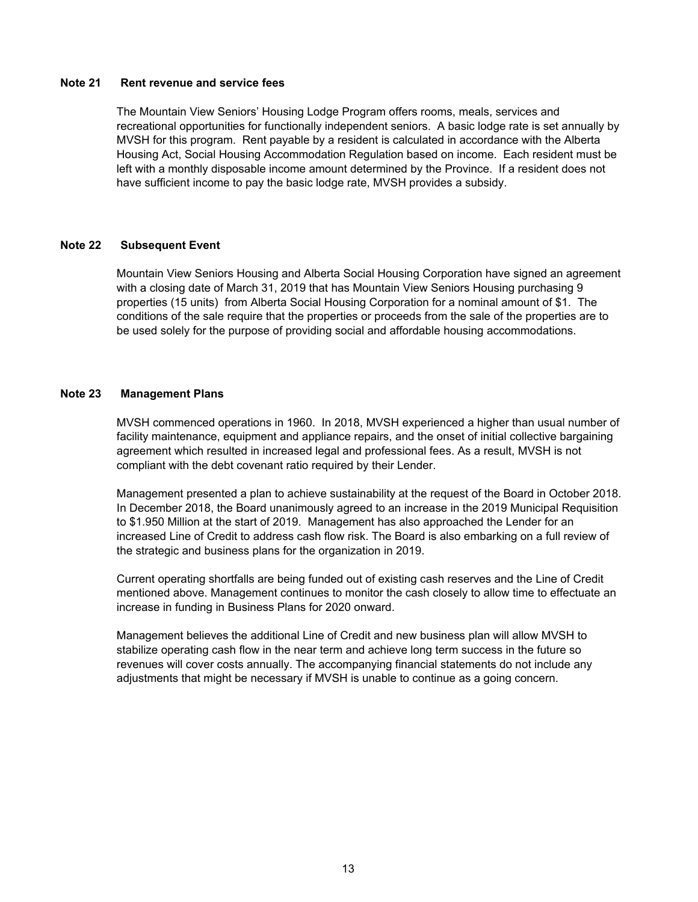### Note 21 Rent revenue and service fees

The Mountain View Seniors' Housing Lodge Program offers rooms, meals, services and recreational opportunities for functionally independent seniors. A basic lodge rate is set annually by MVSH for this program. Rent payable by a resident is calculated in accordance with the Alberta Housing Act, Social Housing Accommodation Regulation based on income. Each resident must be left with a monthly disposable income amount determined by the Province. If a resident does not have sufficient income to pay the basic lodge rate, MVSH provides a subsidy.

### Note 22 Subsequent Event

Mountain View Seniors Housing and Alberta Social Housing Corporation have signed an agreement with a closing date of March 31, 2019 that has Mountain View Seniors Housing purchasing 9 properties (15 units) from Alberta Social Housing Corporation for a nominal amount of $1. The conditions of the sale require that the properties or proceeds from the sale of the properties are to be used solely for the purpose of providing social and affordable housing accommodations.

### Note 23 Management Plans

MVSH commenced operations in 1960. In 2018, MVSH experienced a higher than usual number of facility maintenance, equipment and appliance repairs, and the onset of initial collective bargaining agreement which resulted in increased legal and professional fees. As a result, MVSH is not compliant with the debt covenant ratio required by their Lender.

Management presented a plan to achieve sustainability at the request of the Board in October 2018. In December 2018, the Board unanimously agreed to an increase in the 2019 Municipal Requisition to $1.950 Million at the start of 2019. Management has also approached the Lender for an increased Line of Credit to address cash flow risk. The Board is also embarking on a full review of the strategic and business plans for the organization in 2019.

Current operating shortfalls are being funded out of existing cash reserves and the Line of Credit mentioned above. Management continues to monitor the cash closely to allow time to effectuate an increase in funding in Business Plans for 2020 onward.

Management believes the additional Line of Credit and new business plan will allow MVSH to stabilize operating cash flow in the near term and achieve long term success in the future so revenues will cover costs annually. The accompanying financial statements do not include any adjustments that might be necessary if MVSH is unable to continue as a going concern.